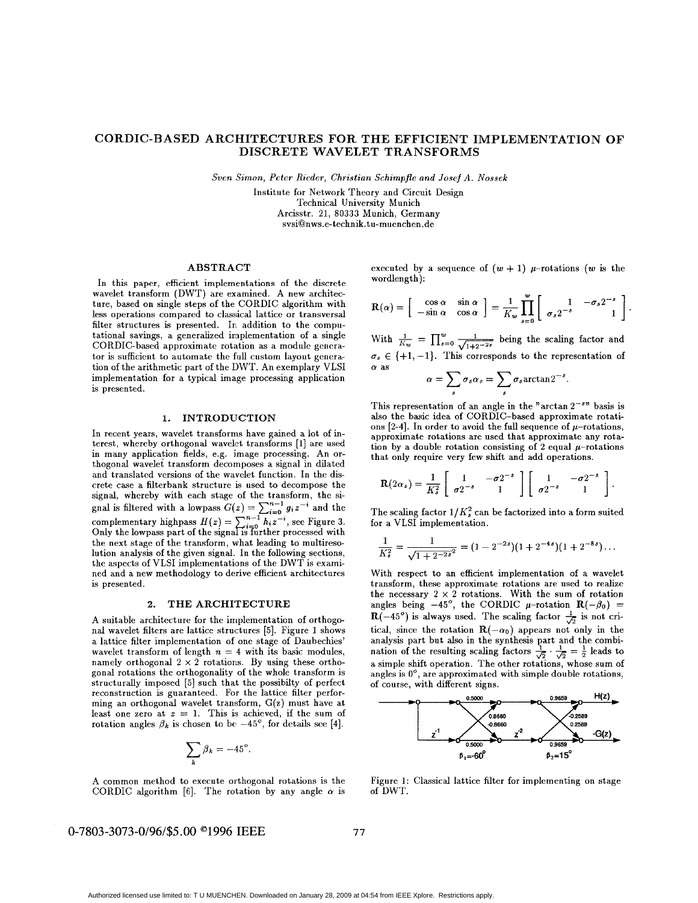# CORDIC-BASED ARCHITECTURES FOR THE EFFICIENT IMPLEMENTATION OF DISCRETE WAVELET TRANSFORMS

*Sven Simon, Peter Rieder, Christian Schimpfle and Josef A. Nossek*

Institute for Network Theory and Circuit Design
Technical University Munich
Arcisstr. 21, 80333 Munich, Germany
svsi@nws.e-technik.tu-muenchen.de

## ABSTRACT

In this paper, efficient implementations of the discrete wavelet transform (DWT) are examined. A new architecture, based on single steps of the CORDIC algorithm with less operations compared to classical lattice or transversal filter structures is presented. In addition to the computational savings, a generalized implementation of a single CORDIC-based approximate rotation as a module generator is sufficient to automate the full custom layout generation of the arithmetic part of the DWT. An exemplary VLSI implementation for a typical image processing application is presented.

## 1. INTRODUCTION

In recent years, wavelet transforms have gained a lot of interest, whereby orthogonal wavelet transforms [1] are used in many application fields, e.g. image processing. An orthogonal wavelet transform decomposes a signal in dilated and translated versions of the wavelet function. In the discrete case a filterbank structure is used to decompose the signal, whereby with each stage of the transform, the signal is filtered with a lowpass $G(z) = \sum_{i=0}^{n-1} g_i z^{-i}$ and the complementary highpass $H(z) = \sum_{i=0}^{n-1} h_i z^{-i}$, see Figure 3. Only the lowpass part of the signal is further processed with the next stage of the transform, what leading to multiresolution analysis of the given signal. In the following sections, the aspects of VLSI implementations of the DWT is examined and a new methodology to derive efficient architectures is presented.

## 2. THE ARCHITECTURE

A suitable architecture for the implementation of orthogonal wavelet filters are lattice structures [5]. Figure 1 shows a lattice filter implementation of one stage of Daubechies' wavelet transform of length $n = 4$ with its basic modules, namely orthogonal $2 \times 2$ rotations. By using these orthogonal rotations the orthogonality of the whole transform is structurally imposed [5] such that the possibilty of perfect reconstruction is guaranteed. For the lattice filter performing an orthogonal wavelet transform, G(z) must have at least one zero at $z = 1$. This is achieved, if the sum of rotation angles $\beta_k$ is chosen to be $-45^o$, for details see [4].

$$\sum_k \beta_k = -45^o.$$

A common method to execute orthogonal rotations is the CORDIC algorithm [6]. The rotation by any angle $\alpha$ is executed by a sequence of $(w+1)$ $\mu$-rotations ($w$ is the wordlength):

$$\mathbf{R}(\alpha) = \begin{bmatrix} \cos\alpha & \sin\alpha \\ -\sin\alpha & \cos\alpha \end{bmatrix} = \frac{1}{K_w}\prod_{s=0}^{w} \begin{bmatrix} 1 & -\sigma_s 2^{-s} \\ \sigma_s 2^{-s} & 1 \end{bmatrix}.$$

With $\frac{1}{K_w} = \prod_{s=0}^{w} \frac{1}{\sqrt{1+2^{-2s}}}$ being the scaling factor and $\sigma_s \in \{+1, -1\}$. This corresponds to the representation of $\alpha$ as

$$\alpha = \sum_s \sigma_s \alpha_s = \sum_s \sigma_s \arctan 2^{-s}.$$

This representation of an angle in the "arctan $2^{-s}$" basis is also the basic idea of CORDIC-based approximate rotations [2-4]. In order to avoid the full sequence of $\mu$-rotations, approximate rotations are used that approximate any rotation by a double rotation consisting of 2 equal $\mu$-rotations that only require very few shift and add operations.

$$\mathbf{R}(2\alpha_s) = \frac{1}{K_s^2}\begin{bmatrix} 1 & -\sigma 2^{-s} \\ \sigma 2^{-s} & 1 \end{bmatrix}\begin{bmatrix} 1 & -\sigma 2^{-s} \\ \sigma 2^{-s} & 1 \end{bmatrix}.$$

The scaling factor $1/K_s^2$ can be factorized into a form suited for a VLSI implementation.

$$\frac{1}{K_s^2} = \frac{1}{\sqrt{1+2^{-2s}}^2} = (1-2^{-2s})(1+2^{-4s})(1+2^{-8s})\ldots$$

With respect to an efficient implementation of a wavelet transform, these approximate rotations are used to realize the necessary $2 \times 2$ rotations. With the sum of rotation angles being $-45^o$, the CORDIC $\mu$-rotation $\mathbf{R}(-\beta_0) = \mathbf{R}(-45^o)$ is always used. The scaling factor $\frac{1}{\sqrt{2}}$ is not critical, since the rotation $\mathbf{R}(-\alpha_0)$ appears not only in the analysis part but also in the synthesis part and the combination of the resulting scaling factors $\frac{1}{\sqrt{2}} \cdot \frac{1}{\sqrt{2}} = \frac{1}{2}$ leads to a simple shift operation. The other rotations, whose sum of angles is $0^o$, are approximated with simple double rotations, of course, with different signs.

Figure 1: Classical lattice filter for implementing on stage of DWT.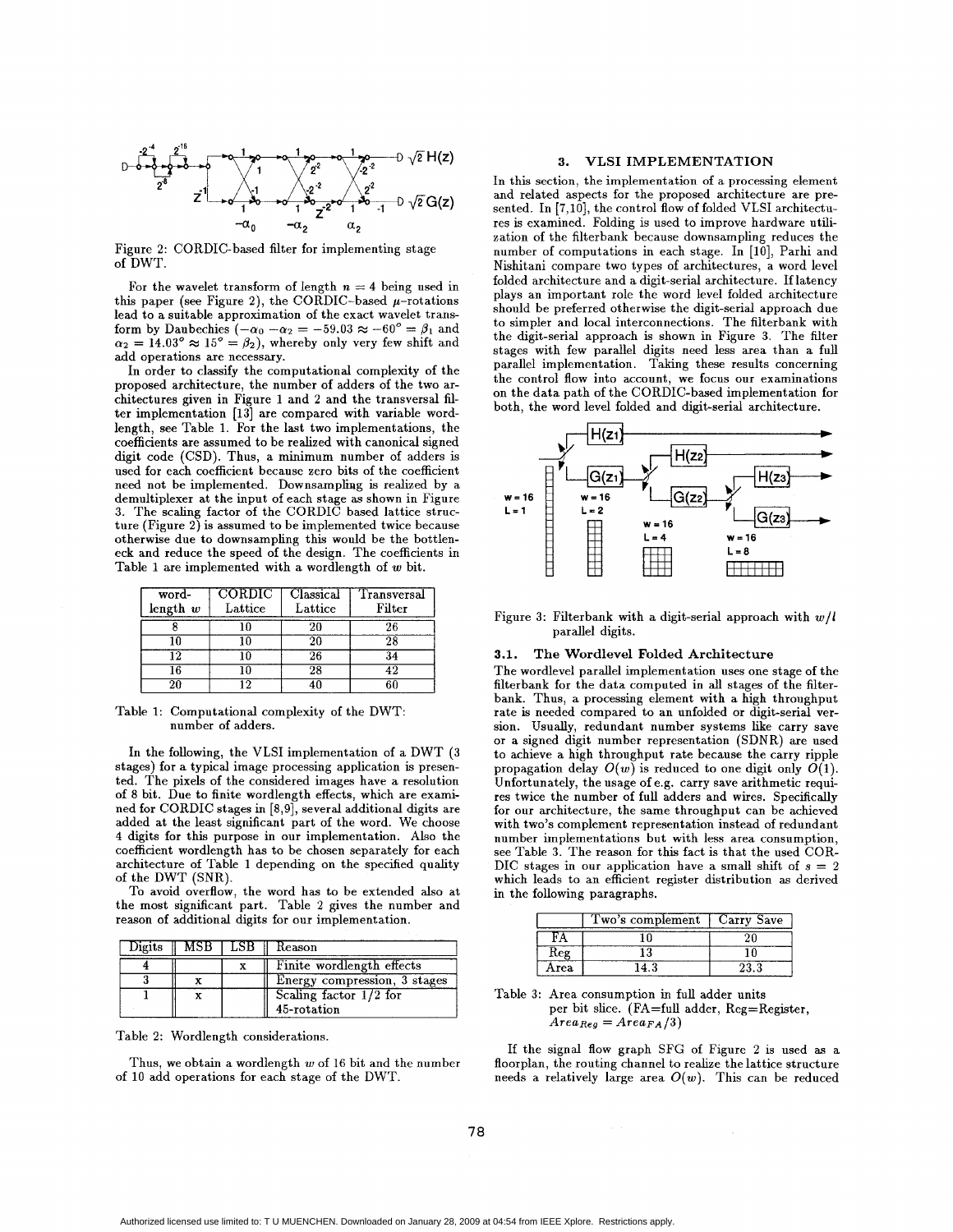Figure 2: CORDIC-based filter for implementing stage of DWT.

For the wavelet transform of length $n = 4$ being used in this paper (see Figure 2), the CORDIC-based $\mu$-rotations lead to a suitable approximation of the exact wavelet transform by Daubechies ($-\alpha_0 - \alpha_2 = -59.03 \approx -60° = \beta_1$ and $\alpha_2 = 14.03° \approx 15° = \beta_2$), whereby only very few shift and add operations are necessary.

In order to classify the computational complexity of the proposed architecture, the number of adders of the two architectures given in Figure 1 and 2 and the transversal filter implementation [13] are compared with variable wordlength, see Table 1. For the last two implementations, the coefficients are assumed to be realized with canonical signed digit code (CSD). Thus, a minimum number of adders is used for each coefficient because zero bits of the coefficient need not be implemented. Downsampling is realized by a demultiplexer at the input of each stage as shown in Figure 3. The scaling factor of the CORDIC based lattice structure (Figure 2) is assumed to be implemented twice because otherwise due to downsampling this would be the bottleneck and reduce the speed of the design. The coefficients in Table 1 are implemented with a wordlength of $w$ bit.

| word-length $w$ | CORDIC Lattice | Classical Lattice | Transversal Filter |
|---|---|---|---|
| 8 | 10 | 20 | 26 |
| 10 | 10 | 20 | 28 |
| 12 | 10 | 26 | 34 |
| 16 | 10 | 28 | 42 |
| 20 | 12 | 40 | 60 |

Table 1: Computational complexity of the DWT: number of adders.

In the following, the VLSI implementation of a DWT (3 stages) for a typical image processing application is presented. The pixels of the considered images have a resolution of 8 bit. Due to finite wordlength effects, which are examined for CORDIC stages in [8,9], several additional digits are added at the least significant part of the word. We choose 4 digits for this purpose in our implementation. Also the coefficient wordlength has to be chosen separately for each architecture of Table 1 depending on the specified quality of the DWT (SNR).

To avoid overflow, the word has to be extended also at the most significant part. Table 2 gives the number and reason of additional digits for our implementation.

| Digits | MSB | LSB | Reason |
|---|---|---|---|
| 4 | | x | Finite wordlength effects |
| 3 | x | | Energy compression, 3 stages |
| 1 | x | | Scaling factor 1/2 for 45-rotation |

Table 2: Wordlength considerations.

Thus, we obtain a wordlength $w$ of 16 bit and the number of 10 add operations for each stage of the DWT.

## 3. VLSI IMPLEMENTATION

In this section, the implementation of a processing element and related aspects for the proposed architecture are presented. In [7,10], the control flow of folded VLSI architectures is examined. Folding is used to improve hardware utilization of the filterbank because downsampling reduces the number of computations in each stage. In [10], Parhi and Nishitani compare two types of architectures, a word level folded architecture and a digit-serial architecture. If latency plays an important role the word level folded architecture should be preferred otherwise the digit-serial approach due to simpler and local interconnections. The filterbank with the digit-serial approach is shown in Figure 3. The filter stages with few parallel digits need less area than a full parallel implementation. Taking these results concerning the control flow into account, we focus our examinations on the data path of the CORDIC-based implementation for both, the word level folded and digit-serial architecture.

Figure 3: Filterbank with a digit-serial approach with $w/l$ parallel digits.

### 3.1. The Wordlevel Folded Architecture

The wordlevel parallel implementation uses one stage of the filterbank for the data computed in all stages of the filterbank. Thus, a processing element with a high throughput rate is needed compared to an unfolded or digit-serial version. Usually, redundant number systems like carry save or a signed digit number representation (SDNR) are used to achieve a high throughput rate because the carry ripple propagation delay $O(w)$ is reduced to one digit only $O(1)$. Unfortunately, the usage of e.g. carry save arithmetic requires twice the number of full adders and wires. Specifically for our architecture, the same throughput can be achieved with two's complement representation instead of redundant number implementations but with less area consumption, see Table 3. The reason for this fact is that the used CORDIC stages in our application have a small shift of $s = 2$ which leads to an efficient register distribution as derived in the following paragraphs.

| | Two's complement | Carry Save |
|---|---|---|
| FA | 10 | 20 |
| Reg | 13 | 10 |
| Area | 14.3 | 23.3 |

Table 3: Area consumption in full adder units per bit slice. (FA=full adder, Reg=Register, $Area_{Reg} = Area_{FA}/3$)

If the signal flow graph SFG of Figure 2 is used as a floorplan, the routing channel to realize the lattice structure needs a relatively large area $O(w)$. This can be reduced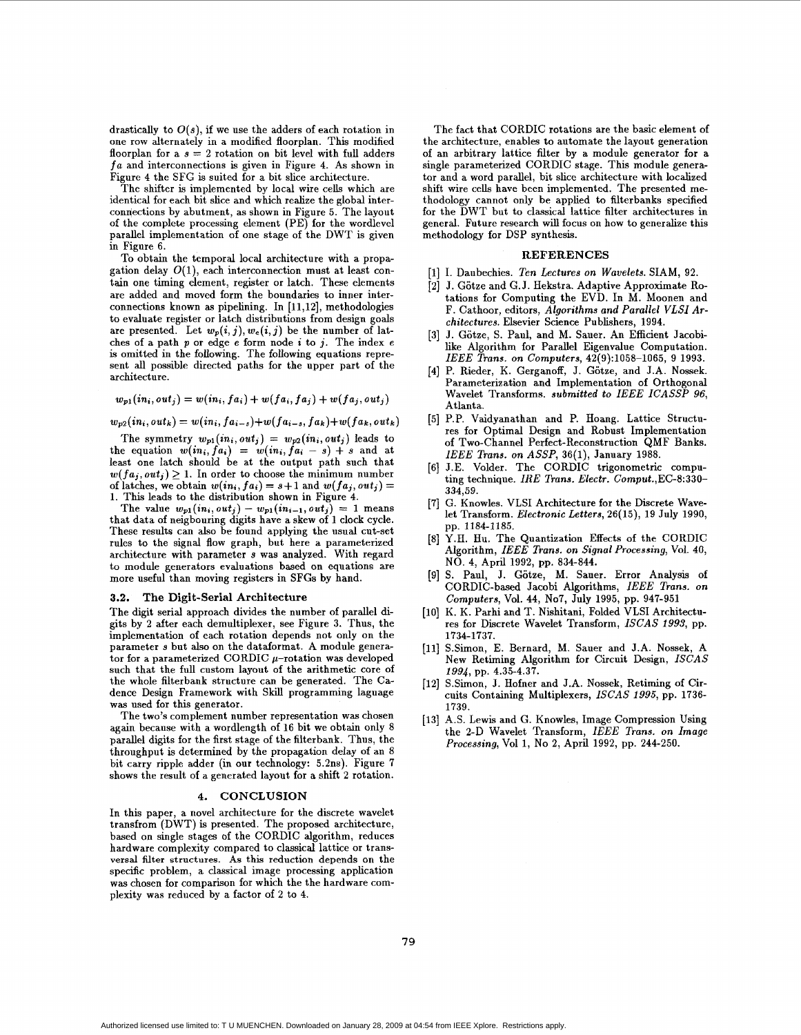drastically to $O(s)$, if we use the adders of each rotation in one row alternately in a modified floorplan. This modified floorplan for a $s = 2$ rotation on bit level with full adders $fa$ and interconnections is given in Figure 4. As shown in Figure 4 the SFG is suited for a bit slice architecture.

The shifter is implemented by local wire cells which are identical for each bit slice and which realize the global interconnections by abutment, as shown in Figure 5. The layout of the complete processing element (PE) for the wordlevel parallel implementation of one stage of the DWT is given in Figure 6.

To obtain the temporal local architecture with a propagation delay $O(1)$, each interconnection must at least contain one timing element, register or latch. These elements are added and moved form the boundaries to inner interconnections known as pipelining. In [11,12], methodologies to evaluate register or latch distributions from design goals are presented. Let $w_p(i,j), w_e(i,j)$ be the number of latches of a path $p$ or edge $e$ form node $i$ to $j$. The index $e$ is omitted in the following. The following equations represent all possible directed paths for the upper part of the architecture.

$$w_{p1}(in_i, out_j) = w(in_i, fa_i) + w(fa_i, fa_j) + w(fa_j, out_j)$$

$$w_{p2}(in_i, out_k) = w(in_i, fa_{i-s}) + w(fa_{i-s}, fa_k) + w(fa_k, out_k)$$

The symmetry $w_{p1}(in_i, out_j) = w_{p2}(in_i, out_j)$ leads to the equation $w(in_i, fa_i) = w(in_i, fa_i - s) + s$ and at least one latch should be at the output path such that $w(fa_j, out_j) \geq 1$. In order to choose the minimum number of latches, we obtain $w(in_i, fa_i) = s+1$ and $w(fa_j, out_j) = 1$. This leads to the distribution shown in Figure 4.

The value $w_{p1}(in_i, out_j) - w_{p1}(in_{i-1}, out_j) = 1$ means that data of neigbouring digits have a skew of 1 clock cycle. These results can also be found applying the usual cut-set rules to the signal flow graph, but here a parameterized architecture with parameter $s$ was analyzed. With regard to module generators evaluations based on equations are more useful than moving registers in SFGs by hand.

### 3.2. The Digit-Serial Architecture

The digit serial approach divides the number of parallel digits by 2 after each demultiplexer, see Figure 3. Thus, the implementation of each rotation depends not only on the parameter $s$ but also on the dataformat. A module generator for a parameterized CORDIC $\mu$-rotation was developed such that the full custom layout of the arithmetic core of the whole filterbank structure can be generated. The Cadence Design Framework with Skill programming laguage was used for this generator.

The two's complement number representation was chosen again because with a wordlength of 16 bit we obtain only 8 parallel digits for the first stage of the filterbank. Thus, the throughput is determined by the propagation delay of an 8 bit carry ripple adder (in our technology: 5.2ns). Figure 7 shows the result of a generated layout for a shift 2 rotation.

## 4. CONCLUSION

In this paper, a novel architecture for the discrete wavelet transfrom (DWT) is presented. The proposed architecture, based on single stages of the CORDIC algorithm, reduces hardware complexity compared to classical lattice or transversal filter structures. As this reduction depends on the specific problem, a classical image processing application was chosen for comparison for which the the hardware complexity was reduced by a factor of 2 to 4.

The fact that CORDIC rotations are the basic element of the architecture, enables to automate the layout generation of an arbitrary lattice filter by a module generator for a single parameterized CORDIC stage. This module generator and a word parallel, bit slice architecture with localized shift wire cells have been implemented. The presented methodology cannot only be applied to filterbanks specified for the DWT but to classical lattice filter architectures in general. Future research will focus on how to generalize this methodology for DSP synthesis.

## REFERENCES

[1] I. Daubechies. *Ten Lectures on Wavelets.* SIAM, 92.

[2] J. Götze and G.J. Hekstra. Adaptive Approximate Rotations for Computing the EVD. In M. Moonen and F. Cathoor, editors, *Algorithms and Parallel VLSI Architectures.* Elsevier Science Publishers, 1994.

[3] J. Götze, S. Paul, and M. Sauer. An Efficient Jacobi-like Algorithm for Parallel Eigenvalue Computation. *IEEE Trans. on Computers*, 42(9):1058–1065, 9 1993.

[4] P. Rieder, K. Gerganoff, J. Götze, and J.A. Nossek. Parameterization and Implementation of Orthogonal Wavelet Transforms. *submitted to IEEE ICASSP 96*, Atlanta.

[5] P.P. Vaidyanathan and P. Hoang. Lattice Structures for Optimal Design and Robust Implementation of Two-Channel Perfect-Reconstruction QMF Banks. *IEEE Trans. on ASSP*, 36(1), January 1988.

[6] J.E. Volder. The CORDIC trigonometric computing technique. *IRE Trans. Electr. Comput.*,EC-8:330–334,59.

[7] G. Knowles. VLSI Architecture for the Discrete Wavelet Transform. *Electronic Letters*, 26(15), 19 July 1990, pp. 1184-1185.

[8] Y.H. Hu. The Quantization Effects of the CORDIC Algorithm, *IEEE Trans. on Signal Processing*, Vol. 40, NO. 4, April 1992, pp. 834-844.

[9] S. Paul, J. Götze, M. Sauer. Error Analysis of CORDIC-based Jacobi Algorithms, *IEEE Trans. on Computers*, Vol. 44, No7, July 1995, pp. 947-951

[10] K. K. Parhi and T. Nishitani, Folded VLSI Architectures for Discrete Wavelet Transform, *ISCAS 1993*, pp. 1734-1737.

[11] S.Simon, E. Bernard, M. Sauer and J.A. Nossek, A New Retiming Algorithm for Circuit Design, *ISCAS 1994*, pp. 4.35-4.37.

[12] S.Simon, J. Hofner and J.A. Nossek, Retiming of Circuits Containing Multiplexers, *ISCAS 1995*, pp. 1736-1739.

[13] A.S. Lewis and G. Knowles, Image Compression Using the 2-D Wavelet Transform, *IEEE Trans. on Image Processing*, Vol 1, No 2, April 1992, pp. 244-250.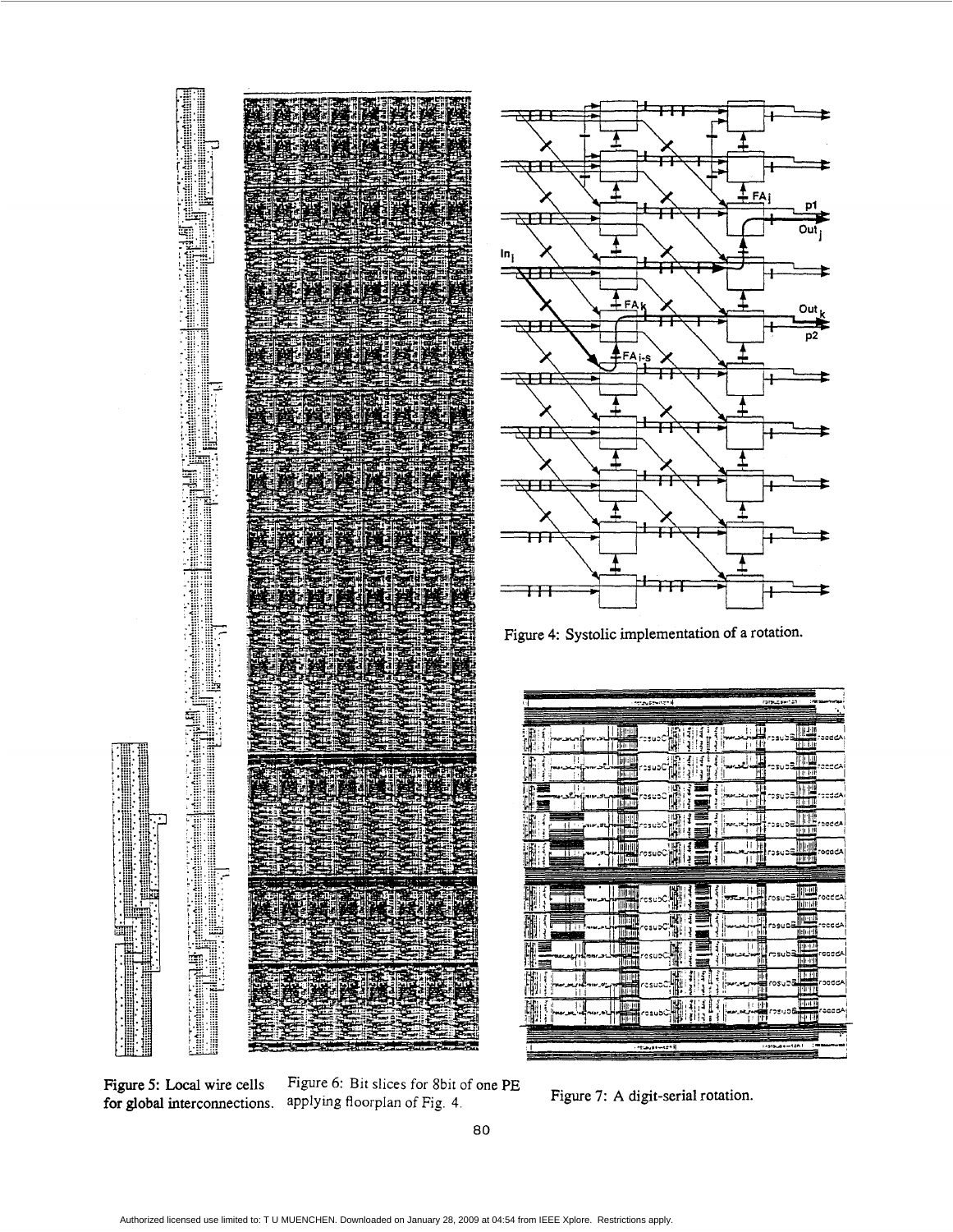$In_i$

$FA_j$

$p1$

$Out_j$

$FA_k$

$FA_{i\text{-}s}$

$Out_k$

$p2$

Figure 4: Systolic implementation of a rotation.

Figure 5: **Local wire cells for global interconnections.**

Figure 6: Bit slices for 8bit of one PE applying floorplan of Fig. 4.

Figure 7: A digit-serial rotation.